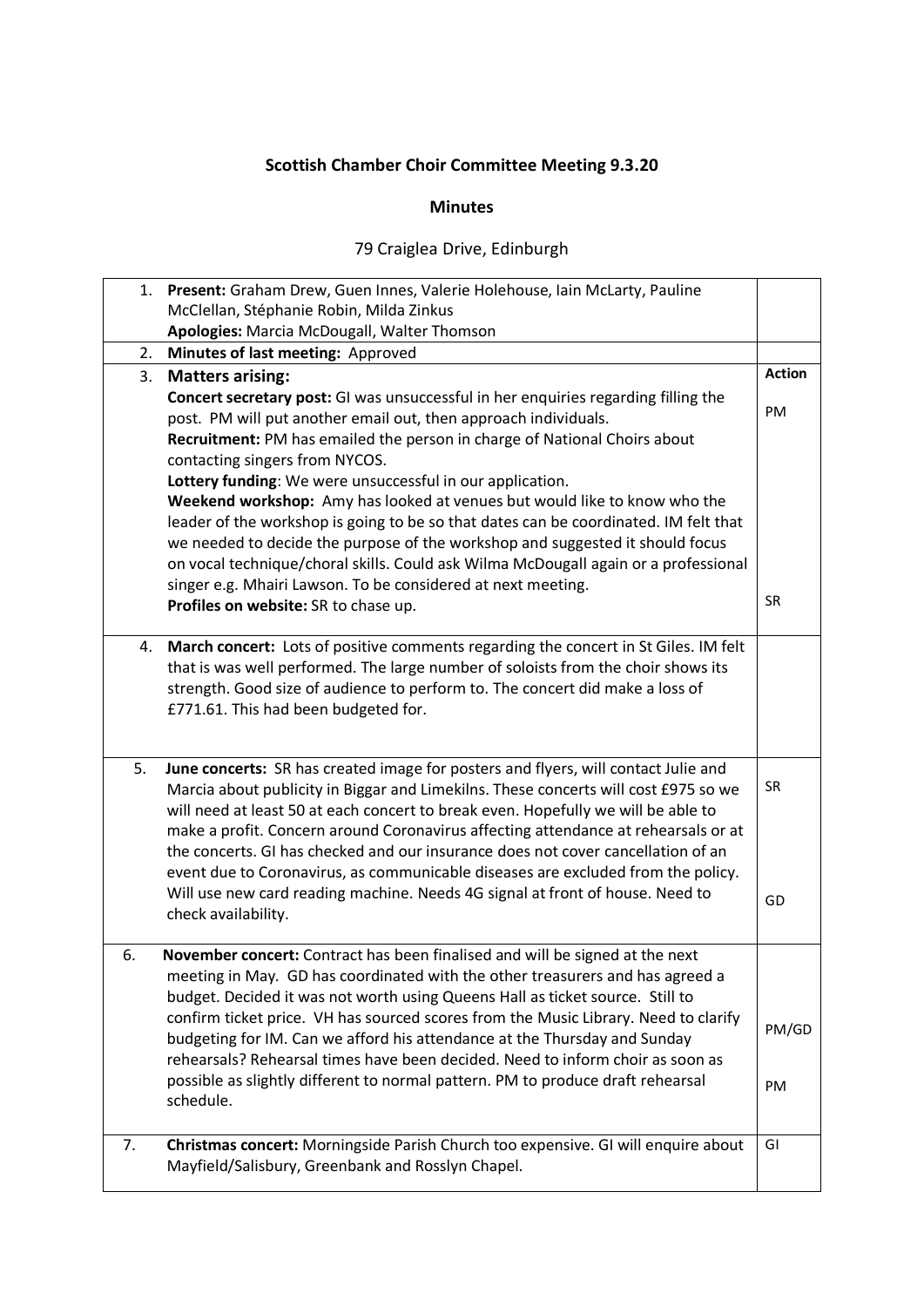**Scottish Chamber Choir Committee Meeting 9.3.20**

**Minutes**

79 Craiglea Drive, Edinburgh

| | | |
|---|---|---|
| 1. | **Present:** Graham Drew, Guen Innes, Valerie Holehouse, Iain McLarty, Pauline McClellan, Stéphanie Robin, Milda Zinkus<br>**Apologies:** Marcia McDougall, Walter Thomson | |
| 2. | **Minutes of last meeting:** Approved | |
| 3. | **Matters arising:**<br>**Concert secretary post:** GI was unsuccessful in her enquiries regarding filling the post. PM will put another email out, then approach individuals.<br>**Recruitment:** PM has emailed the person in charge of National Choirs about contacting singers from NYCOS.<br>**Lottery funding**: We were unsuccessful in our application.<br>**Weekend workshop:** Amy has looked at venues but would like to know who the leader of the workshop is going to be so that dates can be coordinated. IM felt that we needed to decide the purpose of the workshop and suggested it should focus on vocal technique/choral skills. Could ask Wilma McDougall again or a professional singer e.g. Mhairi Lawson. To be considered at next meeting.<br>**Profiles on website:** SR to chase up. | **Action**<br><br>PM<br><br><br><br><br><br><br><br><br>SR |
| 4. | **March concert:** Lots of positive comments regarding the concert in St Giles. IM felt that is was well performed. The large number of soloists from the choir shows its strength. Good size of audience to perform to. The concert did make a loss of £771.61. This had been budgeted for. | |
| 5. | **June concerts:** SR has created image for posters and flyers, will contact Julie and Marcia about publicity in Biggar and Limekilns. These concerts will cost £975 so we will need at least 50 at each concert to break even. Hopefully we will be able to make a profit. Concern around Coronavirus affecting attendance at rehearsals or at the concerts. GI has checked and our insurance does not cover cancellation of an event due to Coronavirus, as communicable diseases are excluded from the policy. Will use new card reading machine. Needs 4G signal at front of house. Need to check availability. | SR<br><br><br><br><br><br><br>GD |
| 6. | **November concert:** Contract has been finalised and will be signed at the next meeting in May. GD has coordinated with the other treasurers and has agreed a budget. Decided it was not worth using Queens Hall as ticket source. Still to confirm ticket price. VH has sourced scores from the Music Library. Need to clarify budgeting for IM. Can we afford his attendance at the Thursday and Sunday rehearsals? Rehearsal times have been decided. Need to inform choir as soon as possible as slightly different to normal pattern. PM to produce draft rehearsal schedule. | PM/GD<br><br><br>PM |
| 7. | **Christmas concert:** Morningside Parish Church too expensive. GI will enquire about Mayfield/Salisbury, Greenbank and Rosslyn Chapel. | GI |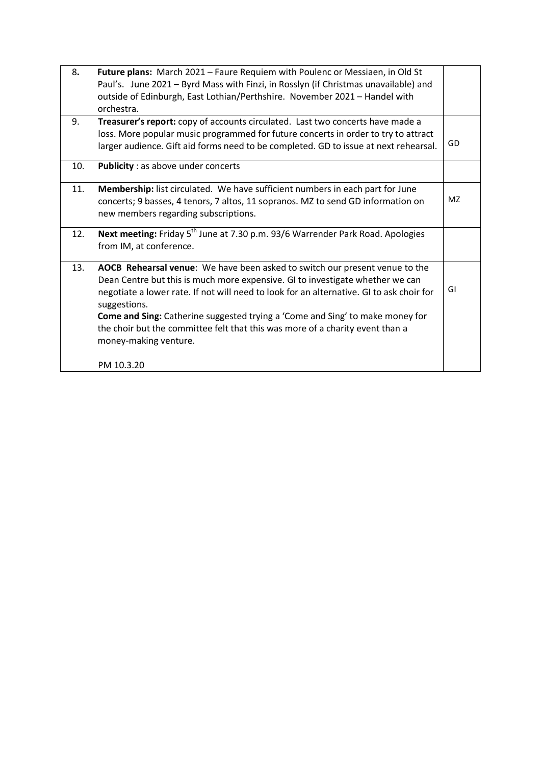| | | |
|---|---|---|
| 8. | **Future plans:** March 2021 – Faure Requiem with Poulenc or Messiaen, in Old St Paul's. June 2021 – Byrd Mass with Finzi, in Rosslyn (if Christmas unavailable) and outside of Edinburgh, East Lothian/Perthshire. November 2021 – Handel with orchestra. | |
| 9. | **Treasurer's report:** copy of accounts circulated. Last two concerts have made a loss. More popular music programmed for future concerts in order to try to attract larger audience. Gift aid forms need to be completed. GD to issue at next rehearsal. | GD |
| 10. | **Publicity** : as above under concerts | |
| 11. | **Membership:** list circulated. We have sufficient numbers in each part for June concerts; 9 basses, 4 tenors, 7 altos, 11 sopranos. MZ to send GD information on new members regarding subscriptions. | MZ |
| 12. | **Next meeting:** Friday 5th June at 7.30 p.m. 93/6 Warrender Park Road. Apologies from IM, at conference. | |
| 13. | **AOCB Rehearsal venue**: We have been asked to switch our present venue to the Dean Centre but this is much more expensive. GI to investigate whether we can negotiate a lower rate. If not will need to look for an alternative. GI to ask choir for suggestions.<br>**Come and Sing:** Catherine suggested trying a 'Come and Sing' to make money for the choir but the committee felt that this was more of a charity event than a money-making venture.<br><br>PM 10.3.20 | GI |